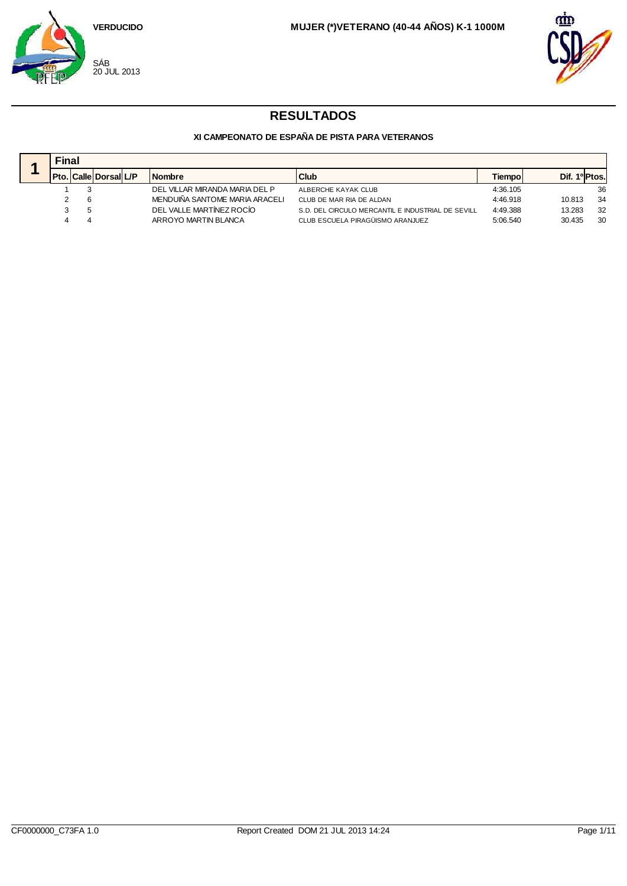VERDUCIDO

SÁB
20 JUL 2013

MUJER (*)VETERANO (40-44 AÑOS) K-1 1000M

# RESULTADOS

### XI CAMPEONATO DE ESPAÑA DE PISTA PARA VETERANOS

**1** **Final**

| Pto. | Calle | Dorsal | L/P | Nombre | Club | Tiempo | Dif. 1º | Ptos. |
|---|---|---|---|---|---|---|---|---|
| 1 | 3 | | | DEL VILLAR MIRANDA MARIA DEL P | ALBERCHE KAYAK CLUB | 4:36.105 | | 36 |
| 2 | 6 | | | MENDUIÑA SANTOME MARIA ARACELI | CLUB DE MAR RIA DE ALDAN | 4:46.918 | 10.813 | 34 |
| 3 | 5 | | | DEL VALLE MARTÍNEZ ROCÍO | S.D. DEL CIRCULO MERCANTIL E INDUSTRIAL DE SEVILL | 4:49.388 | 13.283 | 32 |
| 4 | 4 | | | ARROYO MARTIN BLANCA | CLUB ESCUELA PIRAGÜISMO ARANJUEZ | 5:06.540 | 30.435 | 30 |

CF0000000_C73FA 1.0 Report Created DOM 21 JUL 2013 14:24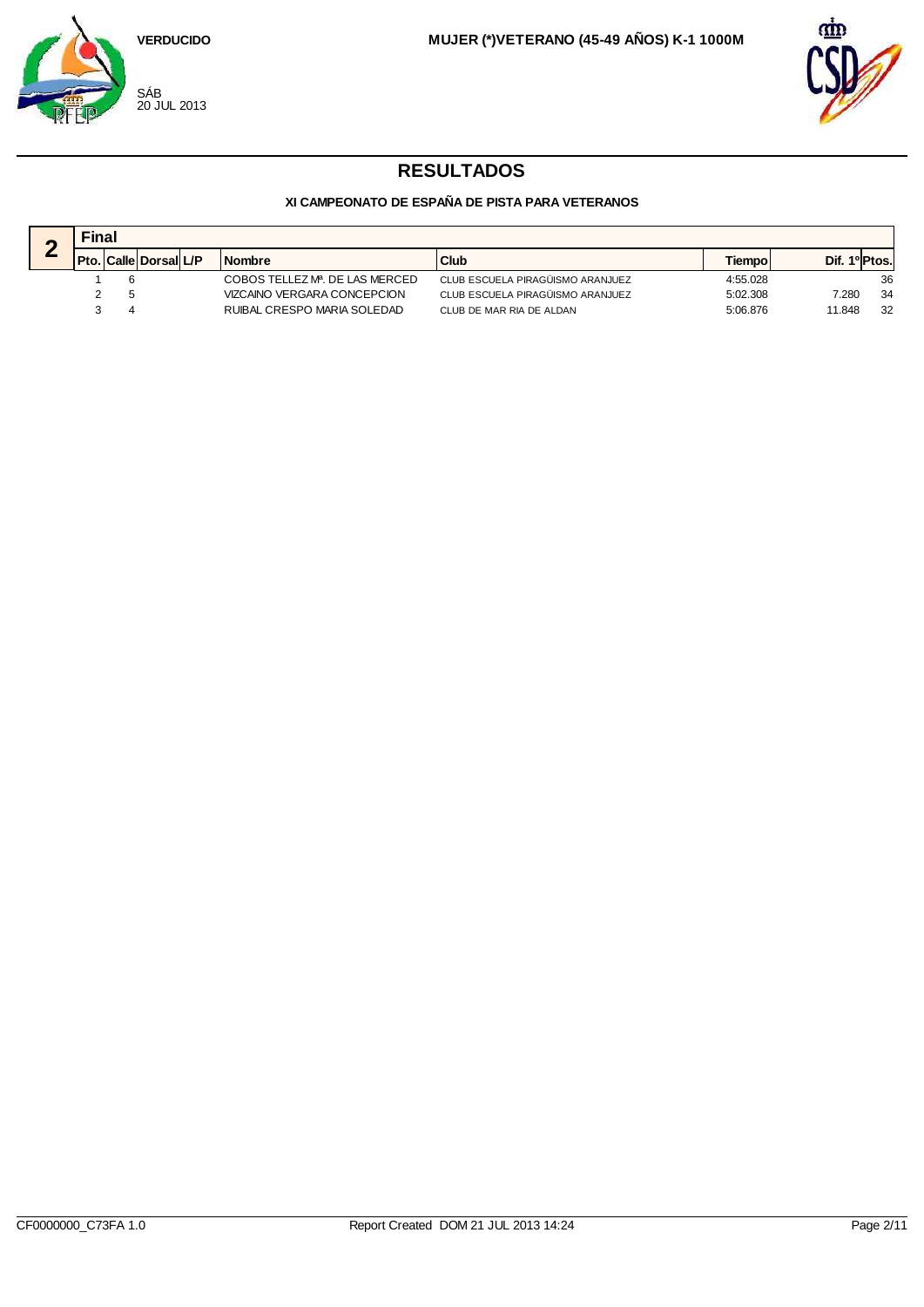VERDUCIDO

SÁB
20 JUL 2013

MUJER (*)VETERANO (45-49 AÑOS) K-1 1000M

# RESULTADOS

### XI CAMPEONATO DE ESPAÑA DE PISTA PARA VETERANOS

**2** **Final**

| Pto. | Calle | Dorsal | L/P | Nombre | Club | Tiempo | Dif. 1º | Ptos. |
|---|---|---|---|---|---|---|---|---|
| 1 | 6 | | | COBOS TELLEZ Mª. DE LAS MERCED | CLUB ESCUELA PIRAGÜISMO ARANJUEZ | 4:55.028 | | 36 |
| 2 | 5 | | | VIZCAINO VERGARA CONCEPCION | CLUB ESCUELA PIRAGÜISMO ARANJUEZ | 5:02.308 | 7.280 | 34 |
| 3 | 4 | | | RUIBAL CRESPO MARIA SOLEDAD | CLUB DE MAR RIA DE ALDAN | 5:06.876 | 11.848 | 32 |

CF0000000_C73FA 1.0 Report Created DOM 21 JUL 2013 14:24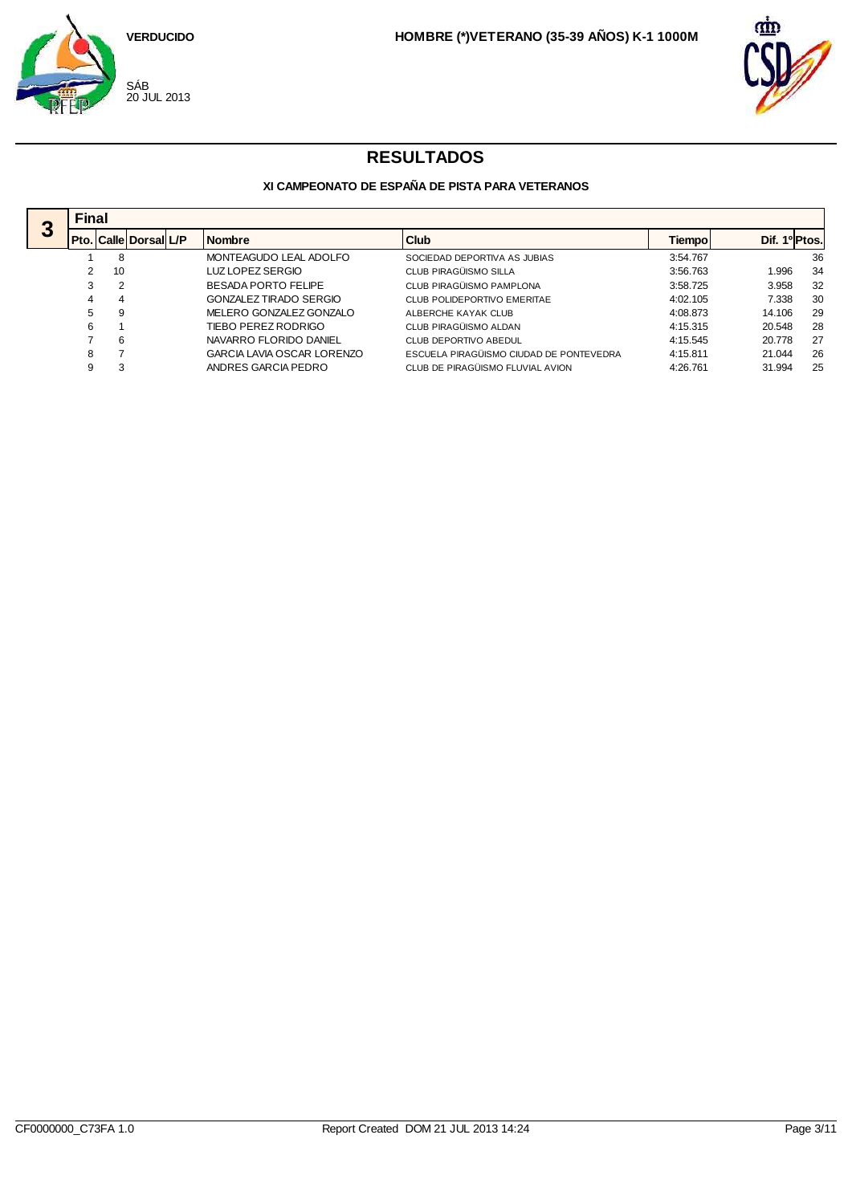VERDUCIDO

SÁB
20 JUL 2013

**HOMBRE (*)VETERANO (35-39 AÑOS) K-1 1000M**

# RESULTADOS

### XI CAMPEONATO DE ESPAÑA DE PISTA PARA VETERANOS

**3** **Final**

| Pto. | Calle | Dorsal | L/P | Nombre | Club | Tiempo | Dif. 1º | Ptos. |
|---|---|---|---|---|---|---|---|---|
| 1 | 8 | | | MONTEAGUDO LEAL ADOLFO | SOCIEDAD DEPORTIVA AS JUBIAS | 3:54.767 | | 36 |
| 2 | 10 | | | LUZ LOPEZ SERGIO | CLUB PIRAGÜISMO SILLA | 3:56.763 | 1.996 | 34 |
| 3 | 2 | | | BESADA PORTO FELIPE | CLUB PIRAGÜISMO PAMPLONA | 3:58.725 | 3.958 | 32 |
| 4 | 4 | | | GONZALEZ TIRADO SERGIO | CLUB POLIDEPORTIVO EMERITAE | 4:02.105 | 7.338 | 30 |
| 5 | 9 | | | MELERO GONZALEZ GONZALO | ALBERCHE KAYAK CLUB | 4:08.873 | 14.106 | 29 |
| 6 | 1 | | | TIEBO PEREZ RODRIGO | CLUB PIRAGÜISMO ALDAN | 4:15.315 | 20.548 | 28 |
| 7 | 6 | | | NAVARRO FLORIDO DANIEL | CLUB DEPORTIVO ABEDUL | 4:15.545 | 20.778 | 27 |
| 8 | 7 | | | GARCIA LAVIA OSCAR LORENZO | ESCUELA PIRAGÜISMO CIUDAD DE PONTEVEDRA | 4:15.811 | 21.044 | 26 |
| 9 | 3 | | | ANDRES GARCIA PEDRO | CLUB DE PIRAGÜISMO FLUVIAL AVION | 4:26.761 | 31.994 | 25 |

CF0000000_C73FA 1.0 Report Created DOM 21 JUL 2013 14:24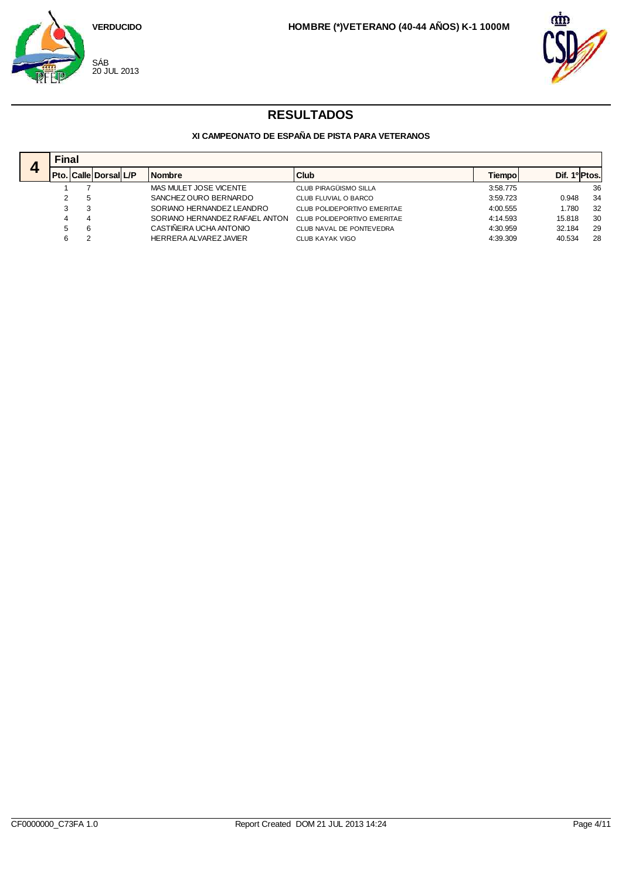VERDUCIDO

SÁB
20 JUL 2013

HOMBRE (*)VETERANO (40-44 AÑOS) K-1 1000M

# RESULTADOS

### XI CAMPEONATO DE ESPAÑA DE PISTA PARA VETERANOS

## 4 Final

| Pto. | Calle | Dorsal | L/P | Nombre | Club | Tiempo | Dif. 1º | Ptos. |
|---|---|---|---|---|---|---|---|---|
| 1 | 7 | | | MAS MULET JOSE VICENTE | CLUB PIRAGÜISMO SILLA | 3:58.775 | | 36 |
| 2 | 5 | | | SANCHEZ OURO BERNARDO | CLUB FLUVIAL O BARCO | 3:59.723 | 0.948 | 34 |
| 3 | 3 | | | SORIANO HERNANDEZ LEANDRO | CLUB POLIDEPORTIVO EMERITAE | 4:00.555 | 1.780 | 32 |
| 4 | 4 | | | SORIANO HERNANDEZ RAFAEL ANTON | CLUB POLIDEPORTIVO EMERITAE | 4:14.593 | 15.818 | 30 |
| 5 | 6 | | | CASTIÑEIRA UCHA ANTONIO | CLUB NAVAL DE PONTEVEDRA | 4:30.959 | 32.184 | 29 |
| 6 | 2 | | | HERRERA ALVAREZ JAVIER | CLUB KAYAK VIGO | 4:39.309 | 40.534 | 28 |

CF0000000_C73FA 1.0 Report Created DOM 21 JUL 2013 14:24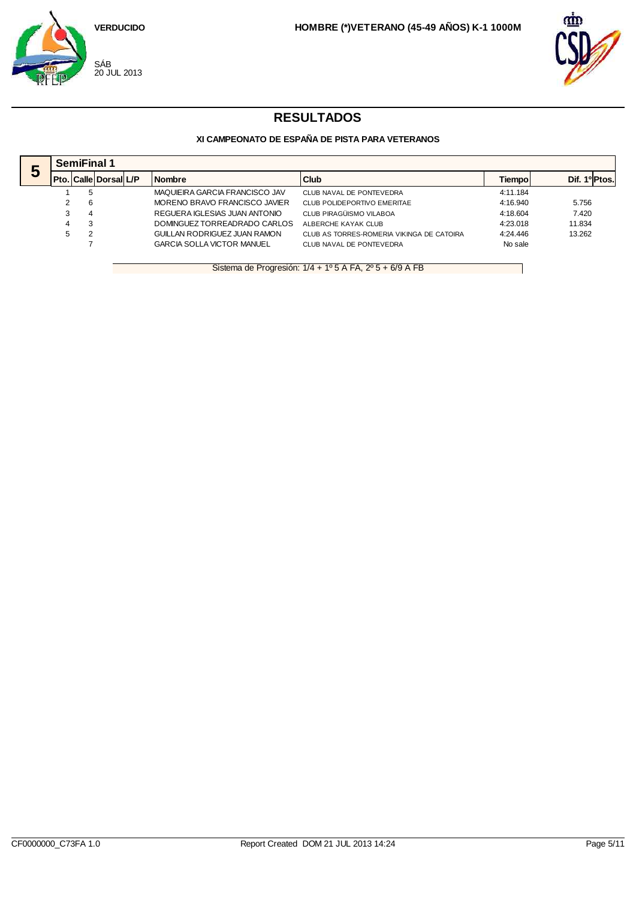VERDUCIDO

SÁB
20 JUL 2013

HOMBRE (*)VETERANO (45-49 AÑOS) K-1 1000M

# RESULTADOS

### XI CAMPEONATO DE ESPAÑA DE PISTA PARA VETERANOS

**5**

## SemiFinal 1

| Pto. | Calle | Dorsal | L/P | Nombre | Club | Tiempo | Dif. 1º | Ptos. |
|---|---|---|---|---|---|---|---|---|
| 1 | 5 | | | MAQUIEIRA GARCIA FRANCISCO JAV | CLUB NAVAL DE PONTEVEDRA | 4:11.184 | | |
| 2 | 6 | | | MORENO BRAVO FRANCISCO JAVIER | CLUB POLIDEPORTIVO EMERITAE | 4:16.940 | 5.756 | |
| 3 | 4 | | | REGUERA IGLESIAS JUAN ANTONIO | CLUB PIRAGÜISMO VILABOA | 4:18.604 | 7.420 | |
| 4 | 3 | | | DOMINGUEZ TORREADRADO CARLOS | ALBERCHE KAYAK CLUB | 4:23.018 | 11.834 | |
| 5 | 2 | | | GUILLAN RODRIGUEZ JUAN RAMON | CLUB AS TORRES-ROMERIA VIKINGA DE CATOIRA | 4:24.446 | 13.262 | |
| | 7 | | | GARCIA SOLLA VICTOR MANUEL | CLUB NAVAL DE PONTEVEDRA | No sale | | |

Sistema de Progresión: 1/4 + 1º 5 A FA, 2º 5 + 6/9 A FB

CF0000000_C73FA 1.0 Report Created DOM 21 JUL 2013 14:24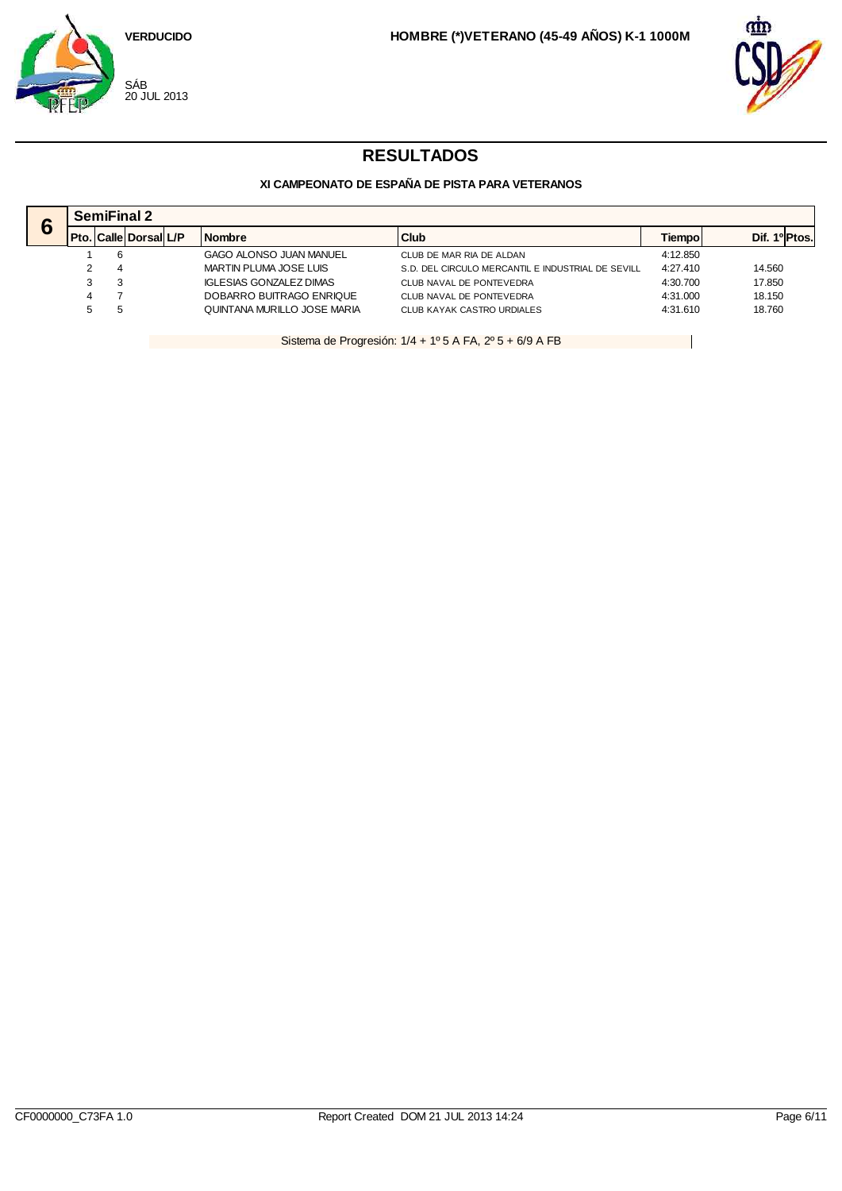VERDUCIDO

SÁB
20 JUL 2013

**HOMBRE (*)VETERANO (45-49 AÑOS) K-1 1000M**

# RESULTADOS

### XI CAMPEONATO DE ESPAÑA DE PISTA PARA VETERANOS

**6** **SemiFinal 2**

| Pto. | Calle | Dorsal | L/P | Nombre | Club | Tiempo | Dif. 1º | Ptos. |
|---|---|---|---|---|---|---|---|---|
| 1 | 6 | | | GAGO ALONSO JUAN MANUEL | CLUB DE MAR RIA DE ALDAN | 4:12.850 | | |
| 2 | 4 | | | MARTIN PLUMA JOSE LUIS | S.D. DEL CIRCULO MERCANTIL E INDUSTRIAL DE SEVILL | 4:27.410 | 14.560 | |
| 3 | 3 | | | IGLESIAS GONZALEZ DIMAS | CLUB NAVAL DE PONTEVEDRA | 4:30.700 | 17.850 | |
| 4 | 7 | | | DOBARRO BUITRAGO ENRIQUE | CLUB NAVAL DE PONTEVEDRA | 4:31.000 | 18.150 | |
| 5 | 5 | | | QUINTANA MURILLO JOSE MARIA | CLUB KAYAK CASTRO URDIALES | 4:31.610 | 18.760 | |

Sistema de Progresión: 1/4 + 1º 5 A FA, 2º 5 + 6/9 A FB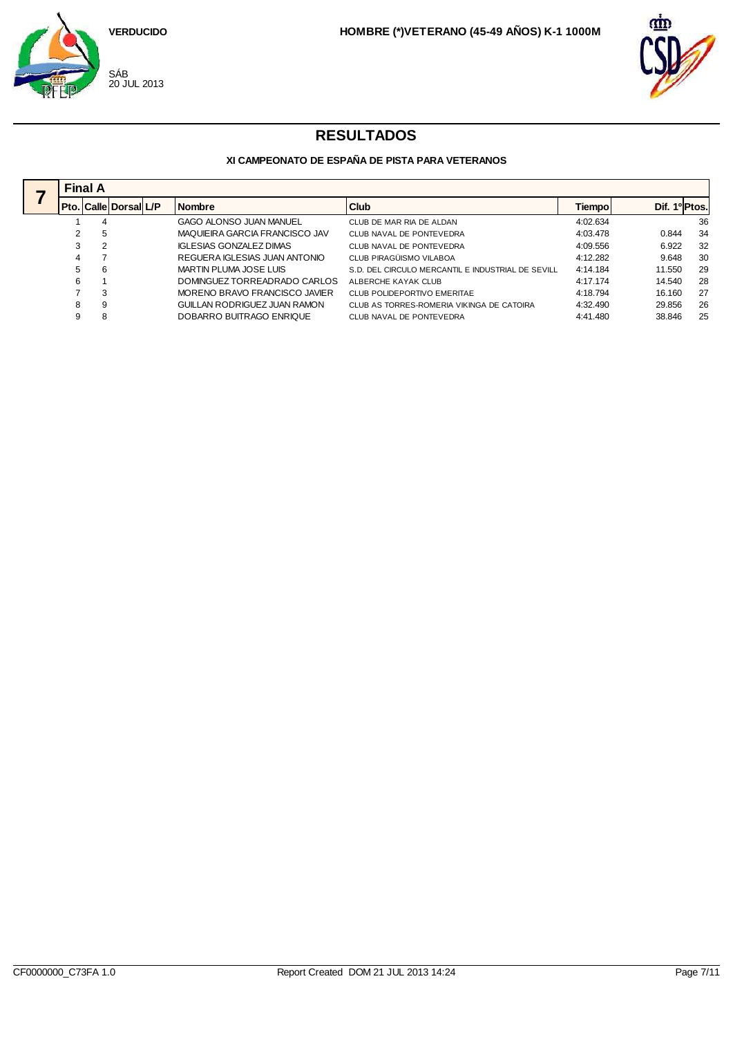VERDUCIDO

SÁB
20 JUL 2013

HOMBRE (*)VETERANO (45-49 AÑOS) K-1 1000M

# RESULTADOS

### XI CAMPEONATO DE ESPAÑA DE PISTA PARA VETERANOS

**7**

**Final A**

| Pto. | Calle | Dorsal | L/P | Nombre | Club | Tiempo | Dif. 1º | Ptos. |
|---|---|---|---|---|---|---|---|---|
| 1 | 4 | | | GAGO ALONSO JUAN MANUEL | CLUB DE MAR RIA DE ALDAN | 4:02.634 | | 36 |
| 2 | 5 | | | MAQUIEIRA GARCIA FRANCISCO JAV | CLUB NAVAL DE PONTEVEDRA | 4:03.478 | 0.844 | 34 |
| 3 | 2 | | | IGLESIAS GONZALEZ DIMAS | CLUB NAVAL DE PONTEVEDRA | 4:09.556 | 6.922 | 32 |
| 4 | 7 | | | REGUERA IGLESIAS JUAN ANTONIO | CLUB PIRAGÜISMO VILABOA | 4:12.282 | 9.648 | 30 |
| 5 | 6 | | | MARTIN PLUMA JOSE LUIS | S.D. DEL CIRCULO MERCANTIL E INDUSTRIAL DE SEVILL | 4:14.184 | 11.550 | 29 |
| 6 | 1 | | | DOMINGUEZ TORREADRADO CARLOS | ALBERCHE KAYAK CLUB | 4:17.174 | 14.540 | 28 |
| 7 | 3 | | | MORENO BRAVO FRANCISCO JAVIER | CLUB POLIDEPORTIVO EMERITAE | 4:18.794 | 16.160 | 27 |
| 8 | 9 | | | GUILLAN RODRIGUEZ JUAN RAMON | CLUB AS TORRES-ROMERIA VIKINGA DE CATOIRA | 4:32.490 | 29.856 | 26 |
| 9 | 8 | | | DOBARRO BUITRAGO ENRIQUE | CLUB NAVAL DE PONTEVEDRA | 4:41.480 | 38.846 | 25 |

CF0000000_C73FA 1.0 Report Created DOM 21 JUL 2013 14:24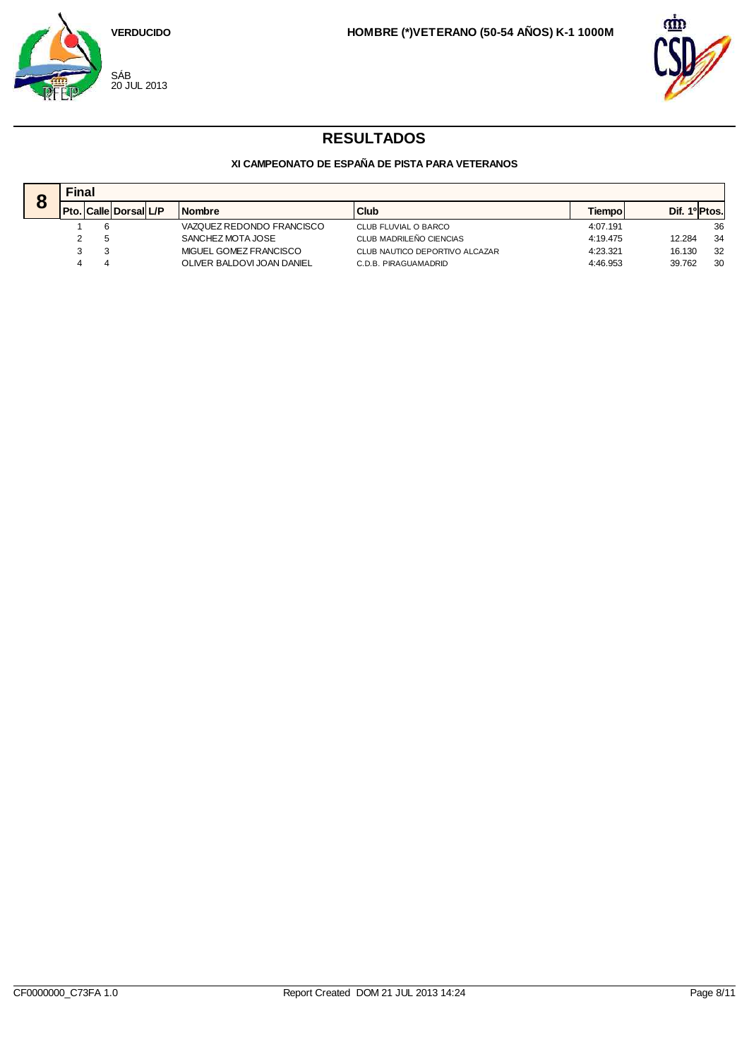VERDUCIDO

SÁB
20 JUL 2013

HOMBRE (*)VETERANO (50-54 AÑOS) K-1 1000M

# RESULTADOS

### XI CAMPEONATO DE ESPAÑA DE PISTA PARA VETERANOS

**8** **Final**

| Pto. | Calle | Dorsal | L/P | Nombre | Club | Tiempo | Dif. 1º | Ptos. |
|---|---|---|---|---|---|---|---|---|
| 1 | 6 | | | VAZQUEZ REDONDO FRANCISCO | CLUB FLUVIAL O BARCO | 4:07.191 | | 36 |
| 2 | 5 | | | SANCHEZ MOTA JOSE | CLUB MADRILEÑO CIENCIAS | 4:19.475 | 12.284 | 34 |
| 3 | 3 | | | MIGUEL GOMEZ FRANCISCO | CLUB NAUTICO DEPORTIVO ALCAZAR | 4:23.321 | 16.130 | 32 |
| 4 | 4 | | | OLIVER BALDOVI JOAN DANIEL | C.D.B. PIRAGUAMADRID | 4:46.953 | 39.762 | 30 |

CF0000000_C73FA 1.0 Report Created DOM 21 JUL 2013 14:24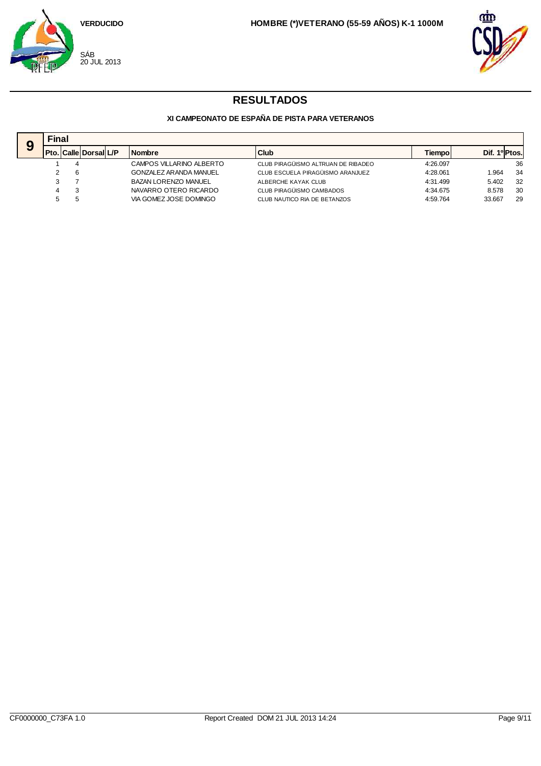VERDUCIDO

SÁB
20 JUL 2013

HOMBRE (*)VETERANO (55-59 AÑOS) K-1 1000M

# RESULTADOS

### XI CAMPEONATO DE ESPAÑA DE PISTA PARA VETERANOS

**9** **Final**

| Pto. | Calle | Dorsal | L/P | Nombre | Club | Tiempo | Dif. 1º | Ptos. |
|---|---|---|---|---|---|---|---|---|
| 1 | 4 | | | CAMPOS VILLARINO ALBERTO | CLUB PIRAGÜISMO ALTRUAN DE RIBADEO | 4:26.097 | | 36 |
| 2 | 6 | | | GONZALEZ ARANDA MANUEL | CLUB ESCUELA PIRAGÜISMO ARANJUEZ | 4:28.061 | 1.964 | 34 |
| 3 | 7 | | | BAZAN LORENZO MANUEL | ALBERCHE KAYAK CLUB | 4:31.499 | 5.402 | 32 |
| 4 | 3 | | | NAVARRO OTERO RICARDO | CLUB PIRAGÜISMO CAMBADOS | 4:34.675 | 8.578 | 30 |
| 5 | 5 | | | VIA GOMEZ JOSE DOMINGO | CLUB NAUTICO RIA DE BETANZOS | 4:59.764 | 33.667 | 29 |

CF0000000_C73FA 1.0 Report Created DOM 21 JUL 2013 14:24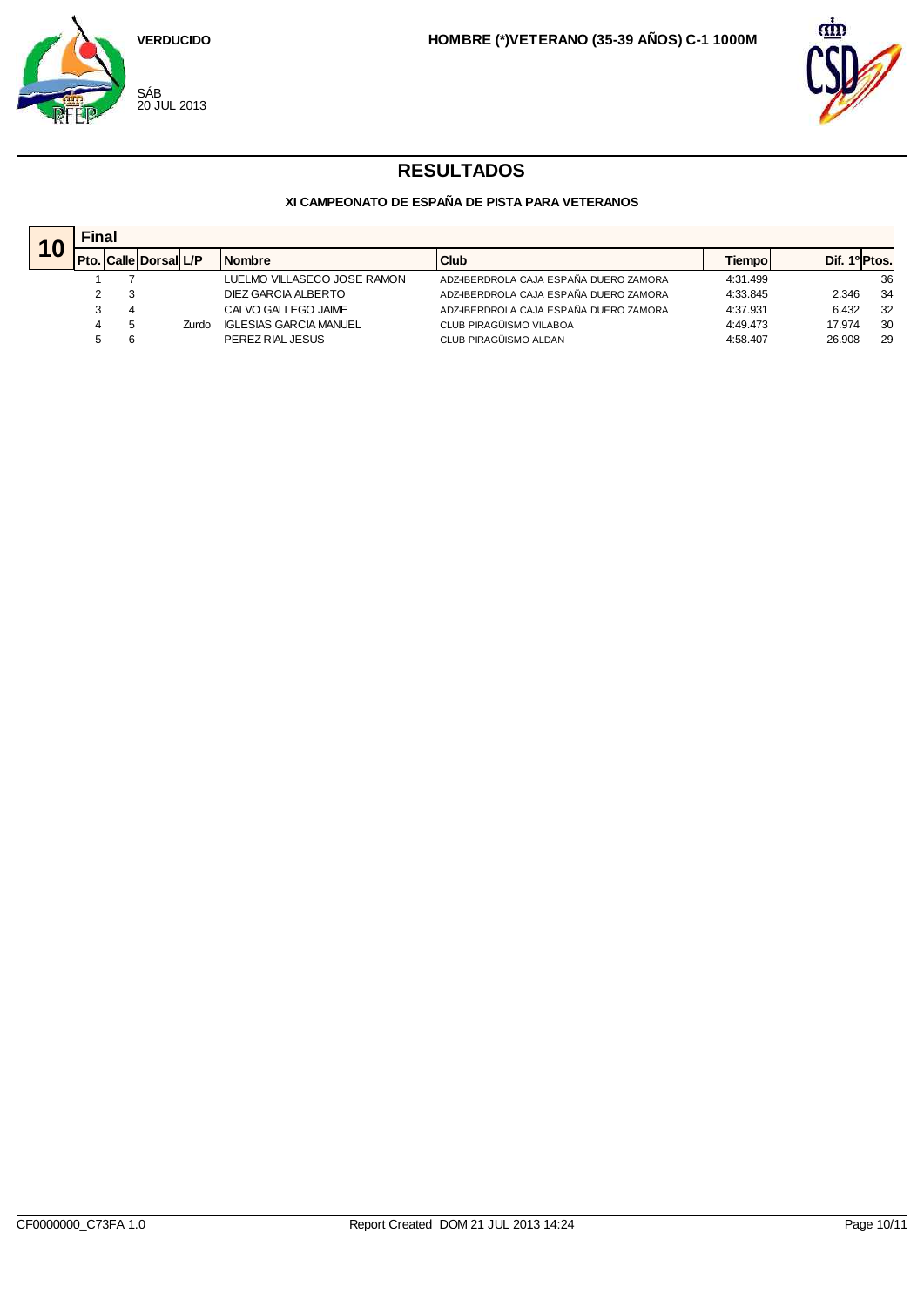VERDUCIDO

SÁB
20 JUL 2013

HOMBRE (*)VETERANO (35-39 AÑOS) C-1 1000M

# RESULTADOS

### XI CAMPEONATO DE ESPAÑA DE PISTA PARA VETERANOS

## 10 Final

| Pto. | Calle | Dorsal | L/P | Nombre | Club | Tiempo | Dif. 1º | Ptos. |
|---|---|---|---|---|---|---|---|---|
| 1 | 7 | | | LUELMO VILLASECO JOSE RAMON | ADZ-IBERDROLA CAJA ESPAÑA DUERO ZAMORA | 4:31.499 | | 36 |
| 2 | 3 | | | DIEZ GARCIA ALBERTO | ADZ-IBERDROLA CAJA ESPAÑA DUERO ZAMORA | 4:33.845 | 2.346 | 34 |
| 3 | 4 | | | CALVO GALLEGO JAIME | ADZ-IBERDROLA CAJA ESPAÑA DUERO ZAMORA | 4:37.931 | 6.432 | 32 |
| 4 | 5 | | Zurdo | IGLESIAS GARCIA MANUEL | CLUB PIRAGÜISMO VILABOA | 4:49.473 | 17.974 | 30 |
| 5 | 6 | | | PEREZ RIAL JESUS | CLUB PIRAGÜISMO ALDAN | 4:58.407 | 26.908 | 29 |

CF0000000_C73FA 1.0 Report Created DOM 21 JUL 2013 14:24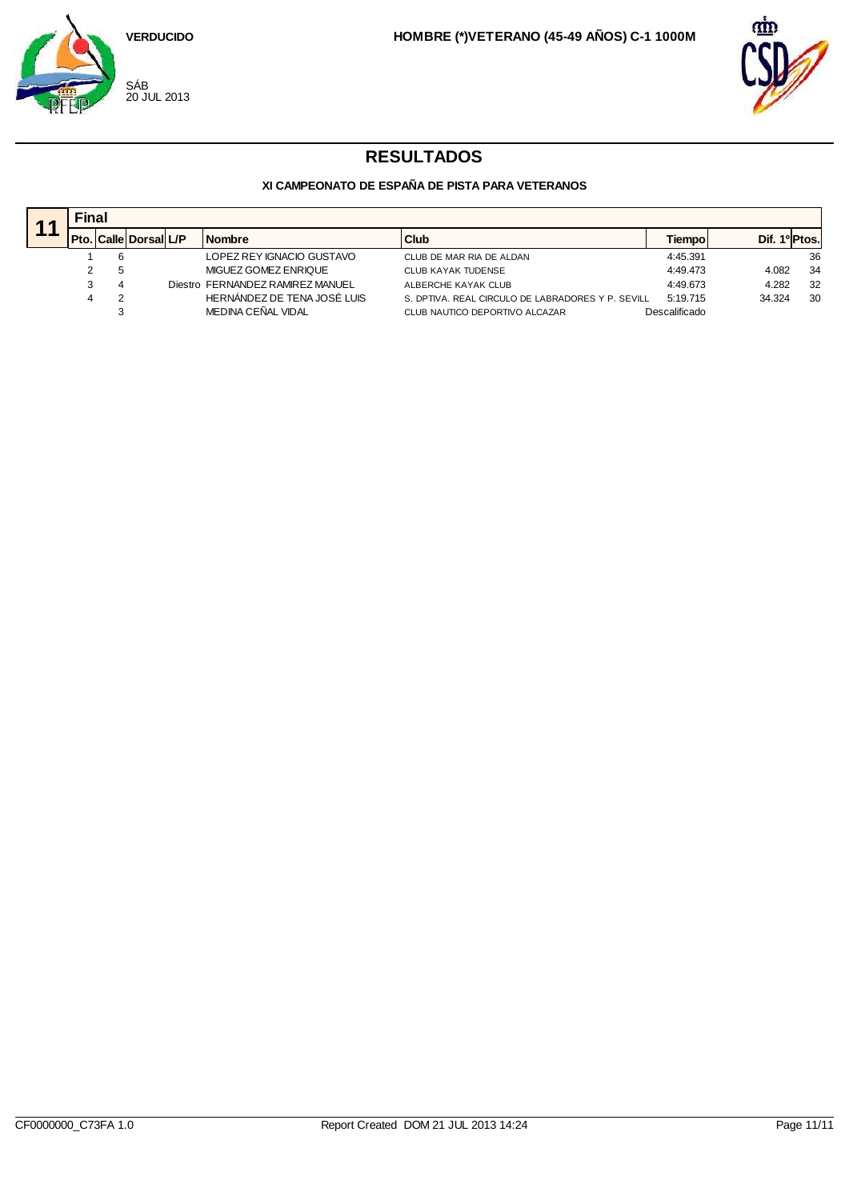VERDUCIDO

SÁB
20 JUL 2013

HOMBRE (*)VETERANO (45-49 AÑOS) C-1 1000M

# RESULTADOS

### XI CAMPEONATO DE ESPAÑA DE PISTA PARA VETERANOS

## 11 Final

| Pto. | Calle | Dorsal | L/P | Nombre | Club | Tiempo | Dif. 1º | Ptos. |
|---|---|---|---|---|---|---|---|---|
| 1 | 6 | | | LOPEZ REY IGNACIO GUSTAVO | CLUB DE MAR RIA DE ALDAN | 4:45.391 | | 36 |
| 2 | 5 | | | MIGUEZ GOMEZ ENRIQUE | CLUB KAYAK TUDENSE | 4:49.473 | 4.082 | 34 |
| 3 | 4 | | Diestro | FERNANDEZ RAMIREZ MANUEL | ALBERCHE KAYAK CLUB | 4:49.673 | 4.282 | 32 |
| 4 | 2 | | | HERNÁNDEZ DE TENA JOSÉ LUIS | S. DPTIVA. REAL CIRCULO DE LABRADORES Y P. SEVILL | 5:19.715 | 34.324 | 30 |
| | 3 | | | MEDINA CEÑAL VIDAL | CLUB NAUTICO DEPORTIVO ALCAZAR | Descalificado | | |

CF0000000_C73FA 1.0 Report Created DOM 21 JUL 2013 14:24